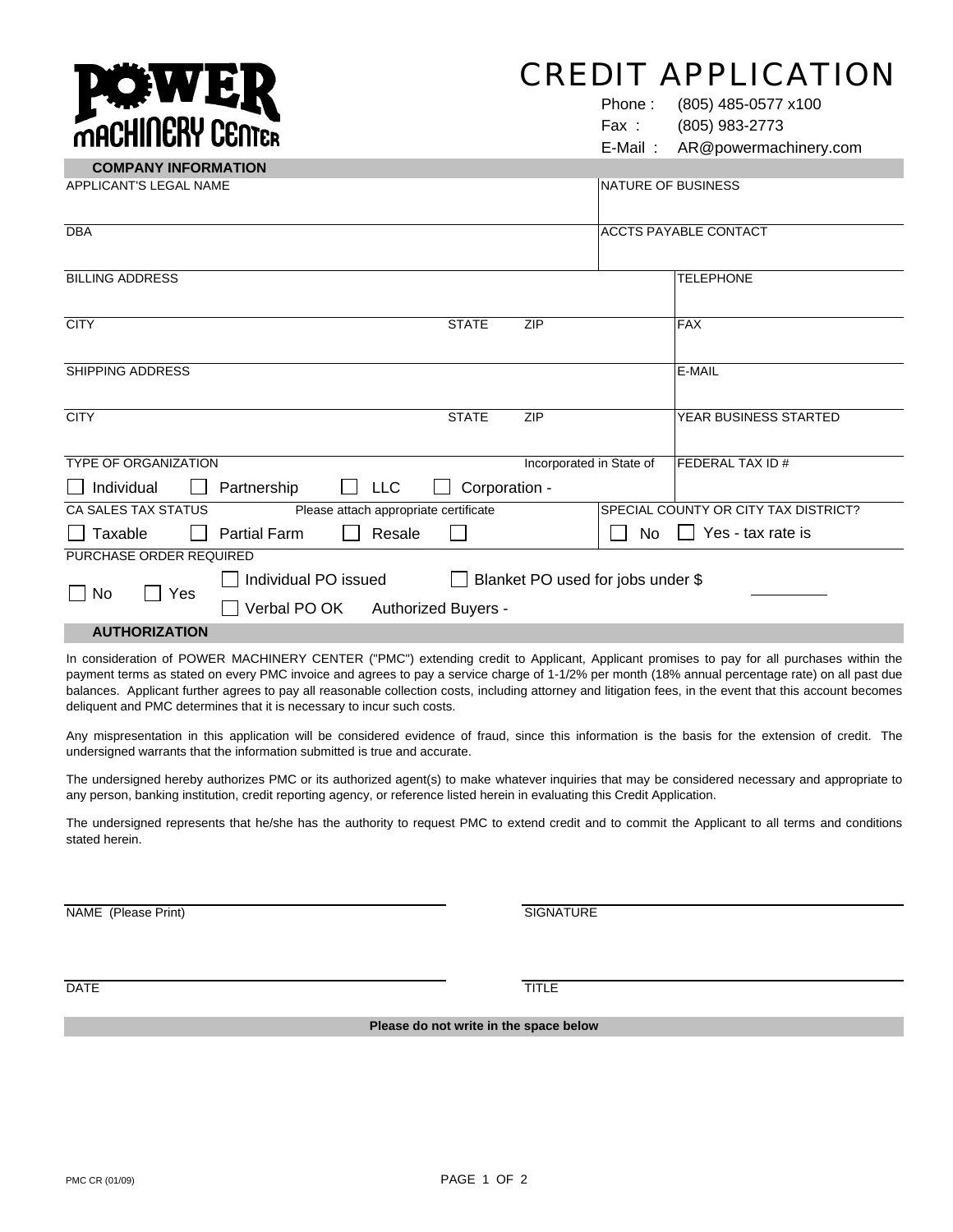# POWER MACHINERY CENTER

# CREDIT APPLICATION

Phone : (805) 485-0577 x100
Fax : (805) 983-2773
E-Mail : AR@powermachinery.com

## COMPANY INFORMATION

| | | | |
|---|---|---|---|
| APPLICANT'S LEGAL NAME | | NATURE OF BUSINESS | |
| DBA | | ACCTS PAYABLE CONTACT | |
| BILLING ADDRESS | | | TELEPHONE |
| CITY | STATE ZIP | | FAX |
| SHIPPING ADDRESS | | | E-MAIL |
| CITY | STATE ZIP | | YEAR BUSINESS STARTED |
| TYPE OF ORGANIZATION | Incorporated in State of | | FEDERAL TAX ID # |

☐ Individual ☐ Partnership ☐ LLC ☐ Corporation -

CA SALES TAX STATUS — Please attach appropriate certificate

☐ Taxable ☐ Partial Farm ☐ Resale ☐

SPECIAL COUNTY OR CITY TAX DISTRICT?

☐ No ☐ Yes - tax rate is

PURCHASE ORDER REQUIRED

☐ No ☐ Yes

☐ Individual PO issued ☐ Blanket PO used for jobs under $ ________

☐ Verbal PO OK Authorized Buyers -

## AUTHORIZATION

In consideration of POWER MACHINERY CENTER ("PMC") extending credit to Applicant, Applicant promises to pay for all purchases within the payment terms as stated on every PMC invoice and agrees to pay a service charge of 1-1/2% per month (18% annual percentage rate) on all past due balances. Applicant further agrees to pay all reasonable collection costs, including attorney and litigation fees, in the event that this account becomes deliquent and PMC determines that it is necessary to incur such costs.

Any mispresentation in this application will be considered evidence of fraud, since this information is the basis for the extension of credit. The undersigned warrants that the information submitted is true and accurate.

The undersigned hereby authorizes PMC or its authorized agent(s) to make whatever inquiries that may be considered necessary and appropriate to any person, banking institution, credit reporting agency, or reference listed herein in evaluating this Credit Application.

The undersigned represents that he/she has the authority to request PMC to extend credit and to commit the Applicant to all terms and conditions stated herein.

NAME (Please Print) ______________________ SIGNATURE ______________________

DATE ______________________ TITLE ______________________

**Please do not write in the space below**

PMC CR (01/09)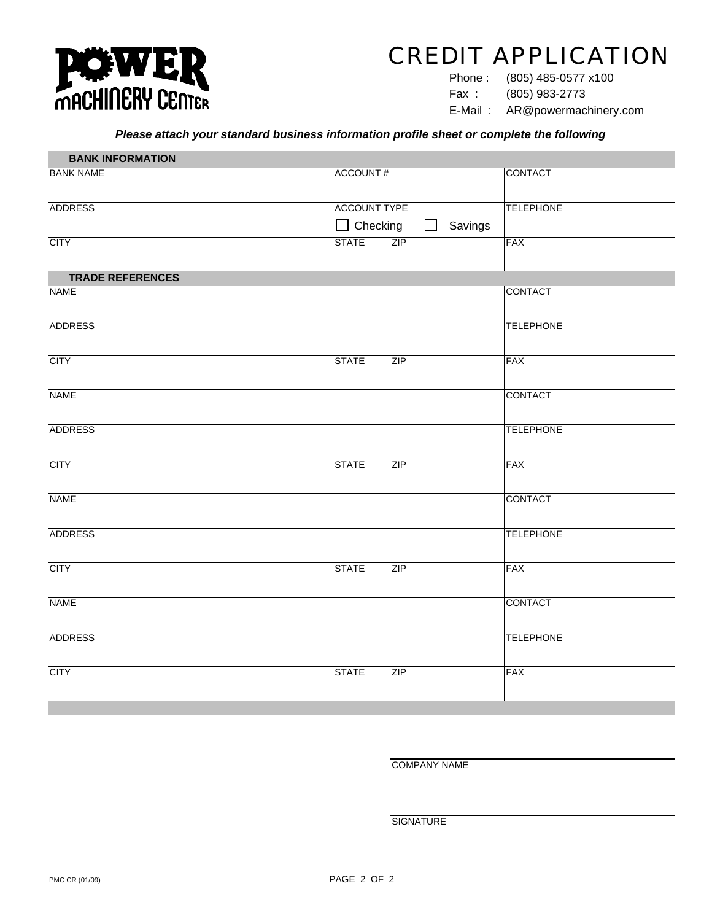POWER MACHINERY CENTER

# CREDIT APPLICATION

Phone : (805) 485-0577 x100
Fax : (805) 983-2773
E-Mail : AR@powermachinery.com

***Please attach your standard business information profile sheet or complete the following***

## BANK INFORMATION

| | | |
|---|---|---|
| BANK NAME | ACCOUNT # | CONTACT |
| ADDRESS | ACCOUNT TYPE<br>☐ Checking ☐ Savings | TELEPHONE |
| CITY | STATE ZIP | FAX |

## TRADE REFERENCES

| | | |
|---|---|---|
| NAME | | CONTACT |
| ADDRESS | | TELEPHONE |
| CITY | STATE ZIP | FAX |
| NAME | | CONTACT |
| ADDRESS | | TELEPHONE |
| CITY | STATE ZIP | FAX |
| NAME | | CONTACT |
| ADDRESS | | TELEPHONE |
| CITY | STATE ZIP | FAX |
| NAME | | CONTACT |
| ADDRESS | | TELEPHONE |
| CITY | STATE ZIP | FAX |

COMPANY NAME

SIGNATURE

PMC CR (01/09)